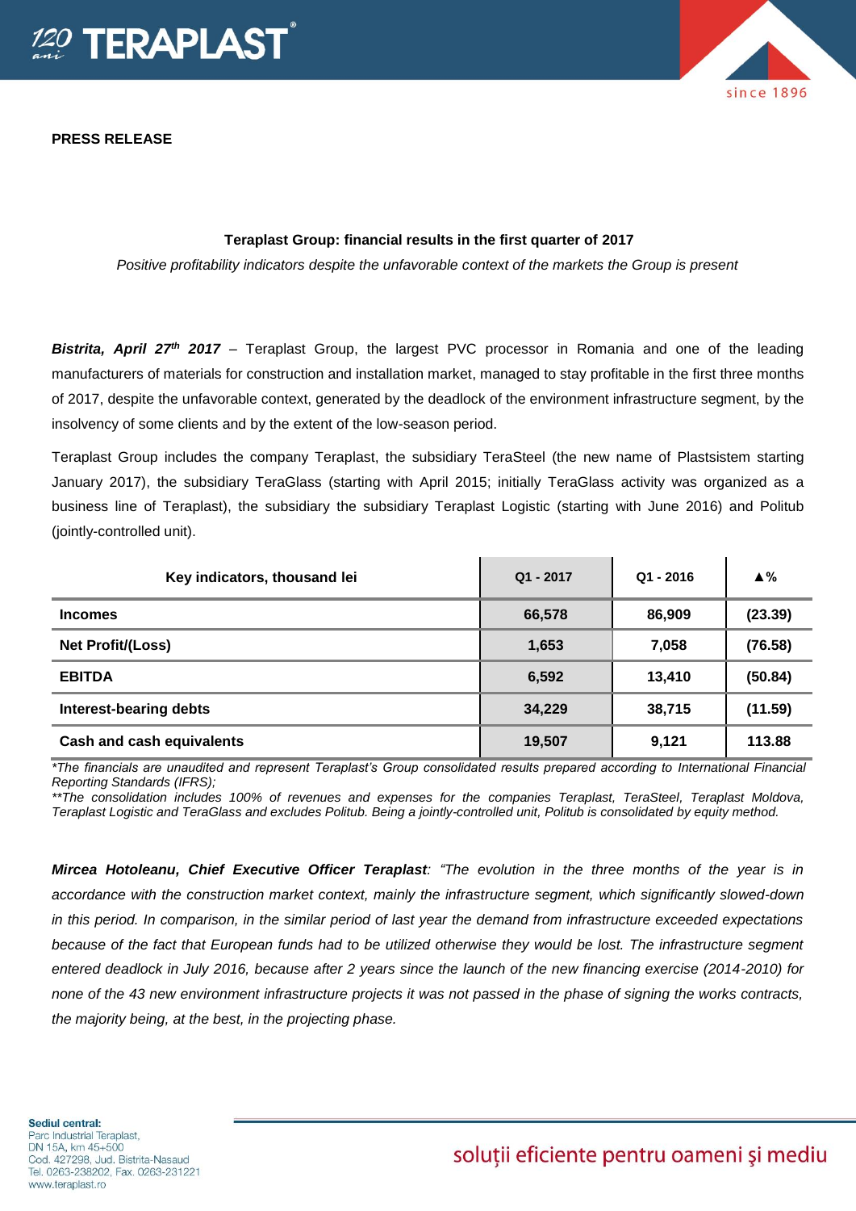**PRESS RELEASE**

## Teraplast Group: financial results in the first quarter of 2017

*Positive profitability indicators despite the unfavorable context of the markets the Group is present*

***Bistrita, April 27th 2017*** – Teraplast Group, the largest PVC processor in Romania and one of the leading manufacturers of materials for construction and installation market, managed to stay profitable in the first three months of 2017, despite the unfavorable context, generated by the deadlock of the environment infrastructure segment, by the insolvency of some clients and by the extent of the low-season period.

Teraplast Group includes the company Teraplast, the subsidiary TeraSteel (the new name of Plastsistem starting January 2017), the subsidiary TeraGlass (starting with April 2015; initially TeraGlass activity was organized as a business line of Teraplast), the subsidiary the subsidiary Teraplast Logistic (starting with June 2016) and Politub (jointly-controlled unit).

| Key indicators, thousand lei | Q1 - 2017 | Q1 - 2016 | ▲% |
|---|---|---|---|
| **Incomes** | **66,578** | **86,909** | **(23.39)** |
| **Net Profit/(Loss)** | **1,653** | **7,058** | **(76.58)** |
| **EBITDA** | **6,592** | **13,410** | **(50.84)** |
| **Interest-bearing debts** | **34,229** | **38,715** | **(11.59)** |
| **Cash and cash equivalents** | **19,507** | **9,121** | **113.88** |

*\*The financials are unaudited and represent Teraplast's Group consolidated results prepared according to International Financial Reporting Standards (IFRS);*
*\*\*The consolidation includes 100% of revenues and expenses for the companies Teraplast, TeraSteel, Teraplast Moldova, Teraplast Logistic and TeraGlass and excludes Politub. Being a jointly-controlled unit, Politub is consolidated by equity method.*

***Mircea Hotoleanu, Chief Executive Officer Teraplast****: "The evolution in the three months of the year is in accordance with the construction market context, mainly the infrastructure segment, which significantly slowed-down in this period. In comparison, in the similar period of last year the demand from infrastructure exceeded expectations because of the fact that European funds had to be utilized otherwise they would be lost. The infrastructure segment entered deadlock in July 2016, because after 2 years since the launch of the new financing exercise (2014-2010) for none of the 43 new environment infrastructure projects it was not passed in the phase of signing the works contracts, the majority being, at the best, in the projecting phase.*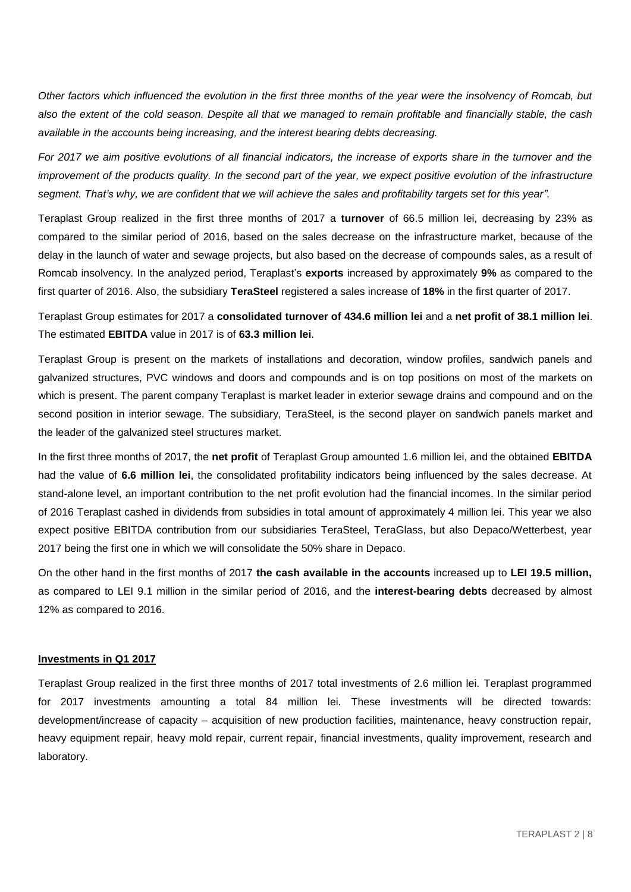*Other factors which influenced the evolution in the first three months of the year were the insolvency of Romcab, but also the extent of the cold season. Despite all that we managed to remain profitable and financially stable, the cash available in the accounts being increasing, and the interest bearing debts decreasing.*

*For 2017 we aim positive evolutions of all financial indicators, the increase of exports share in the turnover and the improvement of the products quality. In the second part of the year, we expect positive evolution of the infrastructure segment. That's why, we are confident that we will achieve the sales and profitability targets set for this year".*

Teraplast Group realized in the first three months of 2017 a **turnover** of 66.5 million lei, decreasing by 23% as compared to the similar period of 2016, based on the sales decrease on the infrastructure market, because of the delay in the launch of water and sewage projects, but also based on the decrease of compounds sales, as a result of Romcab insolvency. In the analyzed period, Teraplast's **exports** increased by approximately **9%** as compared to the first quarter of 2016. Also, the subsidiary **TeraSteel** registered a sales increase of **18%** in the first quarter of 2017.

Teraplast Group estimates for 2017 a **consolidated turnover of 434.6 million lei** and a **net profit of 38.1 million lei**. The estimated **EBITDA** value in 2017 is of **63.3 million lei**.

Teraplast Group is present on the markets of installations and decoration, window profiles, sandwich panels and galvanized structures, PVC windows and doors and compounds and is on top positions on most of the markets on which is present. The parent company Teraplast is market leader in exterior sewage drains and compound and on the second position in interior sewage. The subsidiary, TeraSteel, is the second player on sandwich panels market and the leader of the galvanized steel structures market.

In the first three months of 2017, the **net profit** of Teraplast Group amounted 1.6 million lei, and the obtained **EBITDA** had the value of **6.6 million lei**, the consolidated profitability indicators being influenced by the sales decrease. At stand-alone level, an important contribution to the net profit evolution had the financial incomes. In the similar period of 2016 Teraplast cashed in dividends from subsidies in total amount of approximately 4 million lei. This year we also expect positive EBITDA contribution from our subsidiaries TeraSteel, TeraGlass, but also Depaco/Wetterbest, year 2017 being the first one in which we will consolidate the 50% share in Depaco.

On the other hand in the first months of 2017 **the cash available in the accounts** increased up to **LEI 19.5 million,** as compared to LEI 9.1 million in the similar period of 2016, and the **interest-bearing debts** decreased by almost 12% as compared to 2016.

## Investments in Q1 2017

Teraplast Group realized in the first three months of 2017 total investments of 2.6 million lei. Teraplast programmed for 2017 investments amounting a total 84 million lei. These investments will be directed towards: development/increase of capacity – acquisition of new production facilities, maintenance, heavy construction repair, heavy equipment repair, heavy mold repair, current repair, financial investments, quality improvement, research and laboratory.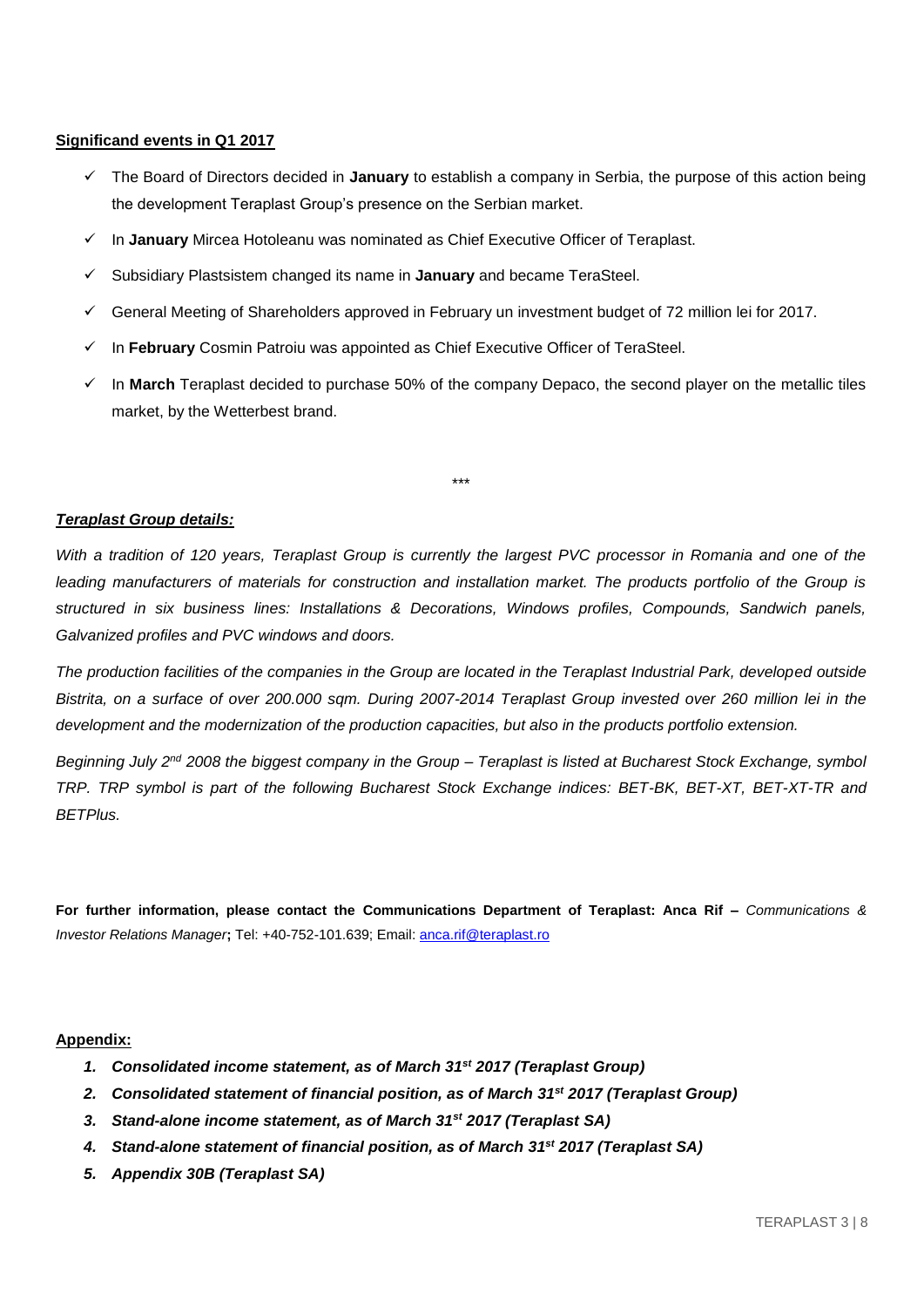**Significand events in Q1 2017**

- The Board of Directors decided in **January** to establish a company in Serbia, the purpose of this action being the development Teraplast Group's presence on the Serbian market.
- In **January** Mircea Hotoleanu was nominated as Chief Executive Officer of Teraplast.
- Subsidiary Plastsistem changed its name in **January** and became TeraSteel.
- General Meeting of Shareholders approved in February un investment budget of 72 million lei for 2017.
- In **February** Cosmin Patroiu was appointed as Chief Executive Officer of TeraSteel.
- In **March** Teraplast decided to purchase 50% of the company Depaco, the second player on the metallic tiles market, by the Wetterbest brand.

\*\*\*

***Teraplast Group details:***

*With a tradition of 120 years, Teraplast Group is currently the largest PVC processor in Romania and one of the leading manufacturers of materials for construction and installation market. The products portfolio of the Group is structured in six business lines: Installations & Decorations, Windows profiles, Compounds, Sandwich panels, Galvanized profiles and PVC windows and doors.*

*The production facilities of the companies in the Group are located in the Teraplast Industrial Park, developed outside Bistrita, on a surface of over 200.000 sqm. During 2007-2014 Teraplast Group invested over 260 million lei in the development and the modernization of the production capacities, but also in the products portfolio extension.*

*Beginning July 2nd 2008 the biggest company in the Group – Teraplast is listed at Bucharest Stock Exchange, symbol TRP. TRP symbol is part of the following Bucharest Stock Exchange indices: BET-BK, BET-XT, BET-XT-TR and BETPlus.*

**For further information, please contact the Communications Department of Teraplast: Anca Rif –** *Communications & Investor Relations Manager***;** Tel: +40-752-101.639; Email: anca.rif@teraplast.ro

**Appendix:**

1. ***Consolidated income statement, as of March 31st 2017 (Teraplast Group)***
2. ***Consolidated statement of financial position, as of March 31st 2017 (Teraplast Group)***
3. ***Stand-alone income statement, as of March 31st 2017 (Teraplast SA)***
4. ***Stand-alone statement of financial position, as of March 31st 2017 (Teraplast SA)***
5. ***Appendix 30B (Teraplast SA)***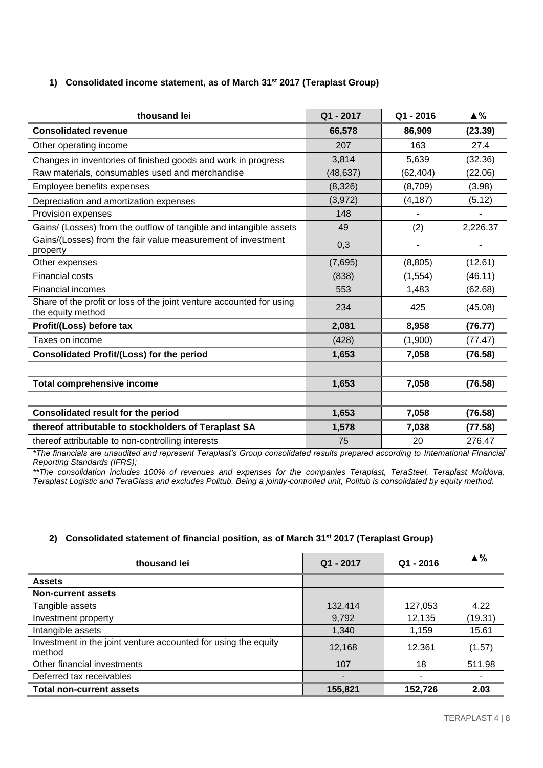### 1) Consolidated income statement, as of March 31st 2017 (Teraplast Group)

| thousand lei | Q1 - 2017 | Q1 - 2016 | ▲% |
|---|---|---|---|
| **Consolidated revenue** | **66,578** | **86,909** | **(23.39)** |
| Other operating income | 207 | 163 | 27.4 |
| Changes in inventories of finished goods and work in progress | 3,814 | 5,639 | (32.36) |
| Raw materials, consumables used and merchandise | (48,637) | (62,404) | (22.06) |
| Employee benefits expenses | (8,326) | (8,709) | (3.98) |
| Depreciation and amortization expenses | (3,972) | (4,187) | (5.12) |
| Provision expenses | 148 | - | - |
| Gains/ (Losses) from the outflow of tangible and intangible assets | 49 | (2) | 2,226.37 |
| Gains/(Losses) from the fair value measurement of investment property | 0,3 | - | - |
| Other expenses | (7,695) | (8,805) | (12.61) |
| Financial costs | (838) | (1,554) | (46.11) |
| Financial incomes | 553 | 1,483 | (62.68) |
| Share of the profit or loss of the joint venture accounted for using the equity method | 234 | 425 | (45.08) |
| **Profit/(Loss) before tax** | **2,081** | **8,958** | **(76.77)** |
| Taxes on income | (428) | (1,900) | (77.47) |
| **Consolidated Profit/(Loss) for the period** | **1,653** | **7,058** | **(76.58)** |
| | | | |
| **Total comprehensive income** | **1,653** | **7,058** | **(76.58)** |
| | | | |
| **Consolidated result for the period** | **1,653** | **7,058** | **(76.58)** |
| **thereof attributable to stockholders of Teraplast SA** | **1,578** | **7,038** | **(77.58)** |
| thereof attributable to non-controlling interests | 75 | 20 | 276.47 |

*\*The financials are unaudited and represent Teraplast's Group consolidated results prepared according to International Financial Reporting Standards (IFRS);*

*\*\*The consolidation includes 100% of revenues and expenses for the companies Teraplast, TeraSteel, Teraplast Moldova, Teraplast Logistic and TeraGlass and excludes Politub. Being a jointly-controlled unit, Politub is consolidated by equity method.*

### 2) Consolidated statement of financial position, as of March 31st 2017 (Teraplast Group)

| thousand lei | Q1 - 2017 | Q1 - 2016 | ▲% |
|---|---|---|---|
| **Assets** | | | |
| **Non-current assets** | | | |
| Tangible assets | 132,414 | 127,053 | 4.22 |
| Investment property | 9,792 | 12,135 | (19.31) |
| Intangible assets | 1,340 | 1,159 | 15.61 |
| Investment in the joint venture accounted for using the equity method | 12,168 | 12,361 | (1.57) |
| Other financial investments | 107 | 18 | 511.98 |
| Deferred tax receivables | - | - | - |
| **Total non-current assets** | **155,821** | **152,726** | **2.03** |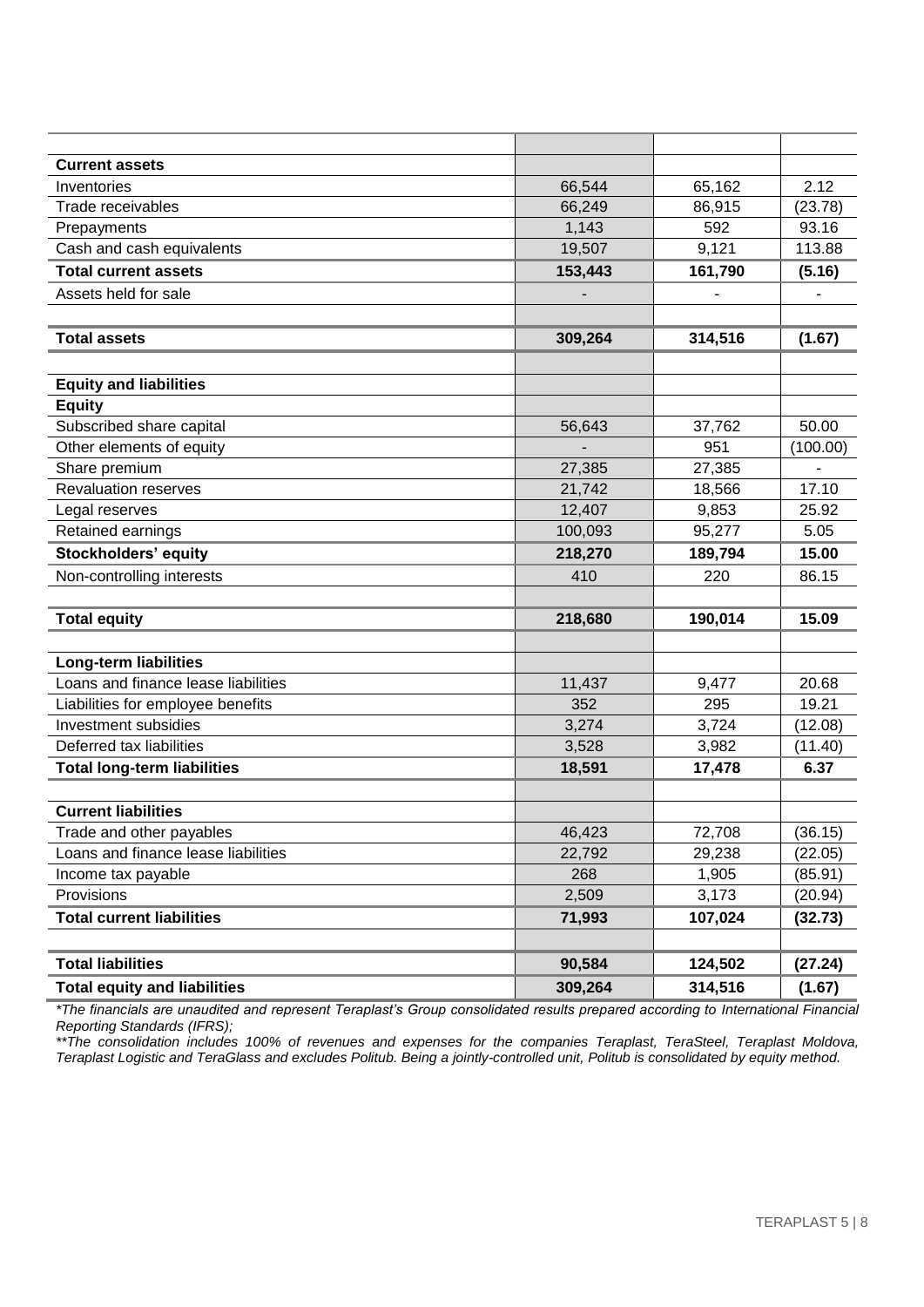| | | | |
|---|---|---|---|
| **Current assets** | | | |
| Inventories | 66,544 | 65,162 | 2.12 |
| Trade receivables | 66,249 | 86,915 | (23.78) |
| Prepayments | 1,143 | 592 | 93.16 |
| Cash and cash equivalents | 19,507 | 9,121 | 113.88 |
| **Total current assets** | **153,443** | **161,790** | **(5.16)** |
| Assets held for sale | - | - | - |
| | | | |
| **Total assets** | **309,264** | **314,516** | **(1.67)** |
| | | | |
| **Equity and liabilities** | | | |
| **Equity** | | | |
| Subscribed share capital | 56,643 | 37,762 | 50.00 |
| Other elements of equity | - | 951 | (100.00) |
| Share premium | 27,385 | 27,385 | - |
| Revaluation reserves | 21,742 | 18,566 | 17.10 |
| Legal reserves | 12,407 | 9,853 | 25.92 |
| Retained earnings | 100,093 | 95,277 | 5.05 |
| **Stockholders' equity** | **218,270** | **189,794** | **15.00** |
| Non-controlling interests | 410 | 220 | 86.15 |
| | | | |
| **Total equity** | **218,680** | **190,014** | **15.09** |
| | | | |
| **Long-term liabilities** | | | |
| Loans and finance lease liabilities | 11,437 | 9,477 | 20.68 |
| Liabilities for employee benefits | 352 | 295 | 19.21 |
| Investment subsidies | 3,274 | 3,724 | (12.08) |
| Deferred tax liabilities | 3,528 | 3,982 | (11.40) |
| **Total long-term liabilities** | **18,591** | **17,478** | **6.37** |
| | | | |
| **Current liabilities** | | | |
| Trade and other payables | 46,423 | 72,708 | (36.15) |
| Loans and finance lease liabilities | 22,792 | 29,238 | (22.05) |
| Income tax payable | 268 | 1,905 | (85.91) |
| Provisions | 2,509 | 3,173 | (20.94) |
| **Total current liabilities** | **71,993** | **107,024** | **(32.73)** |
| | | | |
| **Total liabilities** | **90,584** | **124,502** | **(27.24)** |
| **Total equity and liabilities** | **309,264** | **314,516** | **(1.67)** |

*\*The financials are unaudited and represent Teraplast's Group consolidated results prepared according to International Financial Reporting Standards (IFRS);*

*\*\*The consolidation includes 100% of revenues and expenses for the companies Teraplast, TeraSteel, Teraplast Moldova, Teraplast Logistic and TeraGlass and excludes Politub. Being a jointly-controlled unit, Politub is consolidated by equity method.*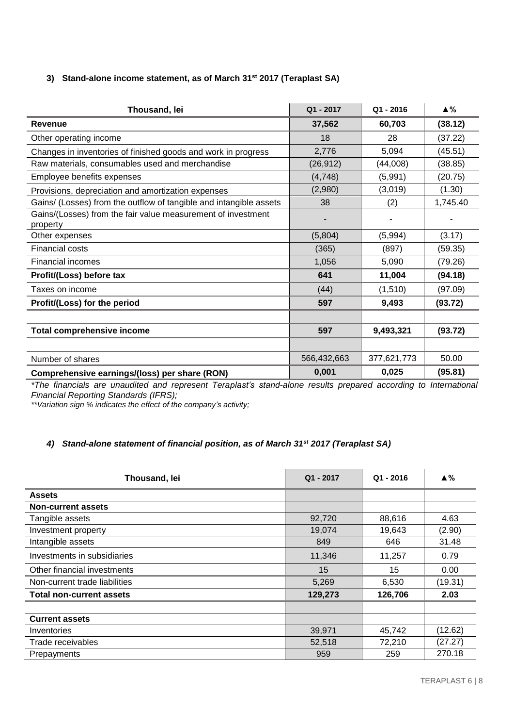### 3) Stand-alone income statement, as of March 31st 2017 (Teraplast SA)

| Thousand, lei | Q1 - 2017 | Q1 - 2016 | ▲% |
|---|---|---|---|
| **Revenue** | **37,562** | **60,703** | **(38.12)** |
| Other operating income | 18 | 28 | (37.22) |
| Changes in inventories of finished goods and work in progress | 2,776 | 5,094 | (45.51) |
| Raw materials, consumables used and merchandise | (26,912) | (44,008) | (38.85) |
| Employee benefits expenses | (4,748) | (5,991) | (20.75) |
| Provisions, depreciation and amortization expenses | (2,980) | (3,019) | (1.30) |
| Gains/ (Losses) from the outflow of tangible and intangible assets | 38 | (2) | 1,745.40 |
| Gains/(Losses) from the fair value measurement of investment property | - | - | - |
| Other expenses | (5,804) | (5,994) | (3.17) |
| Financial costs | (365) | (897) | (59.35) |
| Financial incomes | 1,056 | 5,090 | (79.26) |
| **Profit/(Loss) before tax** | **641** | **11,004** | **(94.18)** |
| Taxes on income | (44) | (1,510) | (97.09) |
| **Profit/(Loss) for the period** | **597** | **9,493** | **(93.72)** |
| | | | |
| **Total comprehensive income** | **597** | **9,493,321** | **(93.72)** |
| | | | |
| Number of shares | 566,432,663 | 377,621,773 | 50.00 |
| **Comprehensive earnings/(loss) per share (RON)** | **0,001** | **0,025** | **(95.81)** |

*\*The financials are unaudited and represent Teraplast's stand-alone results prepared according to International Financial Reporting Standards (IFRS);*

*\*\*Variation sign % indicates the effect of the company's activity;*

### 4) *Stand-alone statement of financial position, as of March 31st 2017 (Teraplast SA)*

| Thousand, lei | Q1 - 2017 | Q1 - 2016 | ▲% |
|---|---|---|---|
| **Assets** | | | |
| **Non-current assets** | | | |
| Tangible assets | 92,720 | 88,616 | 4.63 |
| Investment property | 19,074 | 19,643 | (2.90) |
| Intangible assets | 849 | 646 | 31.48 |
| Investments in subsidiaries | 11,346 | 11,257 | 0.79 |
| Other financial investments | 15 | 15 | 0.00 |
| Non-current trade liabilities | 5,269 | 6,530 | (19.31) |
| **Total non-current assets** | **129,273** | **126,706** | **2.03** |
| | | | |
| **Current assets** | | | |
| Inventories | 39,971 | 45,742 | (12.62) |
| Trade receivables | 52,518 | 72,210 | (27.27) |
| Prepayments | 959 | 259 | 270.18 |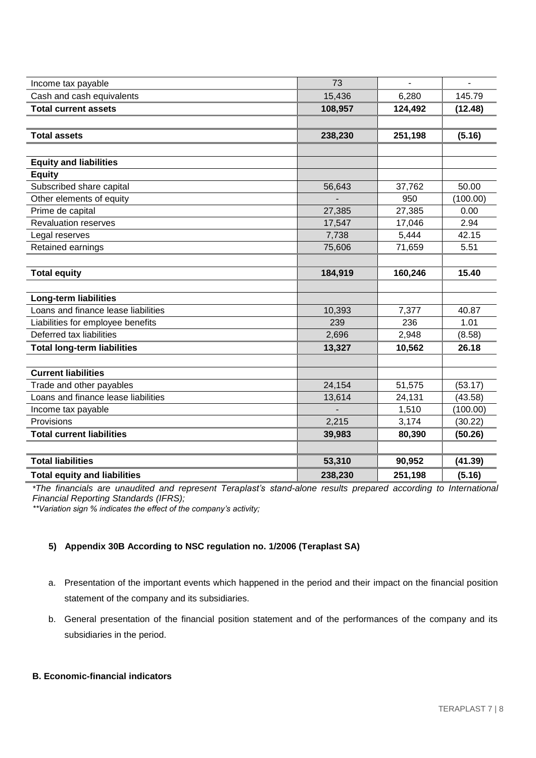| | | | |
|---|---|---|---|
| Income tax payable | 73 | - | - |
| Cash and cash equivalents | 15,436 | 6,280 | 145.79 |
| **Total current assets** | **108,957** | **124,492** | **(12.48)** |
| | | | |
| **Total assets** | **238,230** | **251,198** | **(5.16)** |
| | | | |
| **Equity and liabilities** | | | |
| **Equity** | | | |
| Subscribed share capital | 56,643 | 37,762 | 50.00 |
| Other elements of equity | - | 950 | (100.00) |
| Prime de capital | 27,385 | 27,385 | 0.00 |
| Revaluation reserves | 17,547 | 17,046 | 2.94 |
| Legal reserves | 7,738 | 5,444 | 42.15 |
| Retained earnings | 75,606 | 71,659 | 5.51 |
| | | | |
| **Total equity** | **184,919** | **160,246** | **15.40** |
| | | | |
| **Long-term liabilities** | | | |
| Loans and finance lease liabilities | 10,393 | 7,377 | 40.87 |
| Liabilities for employee benefits | 239 | 236 | 1.01 |
| Deferred tax liabilities | 2,696 | 2,948 | (8.58) |
| **Total long-term liabilities** | **13,327** | **10,562** | **26.18** |
| | | | |
| **Current liabilities** | | | |
| Trade and other payables | 24,154 | 51,575 | (53.17) |
| Loans and finance lease liabilities | 13,614 | 24,131 | (43.58) |
| Income tax payable | - | 1,510 | (100.00) |
| Provisions | 2,215 | 3,174 | (30.22) |
| **Total current liabilities** | **39,983** | **80,390** | **(50.26)** |
| | | | |
| **Total liabilities** | **53,310** | **90,952** | **(41.39)** |
| **Total equity and liabilities** | **238,230** | **251,198** | **(5.16)** |

*\*The financials are unaudited and represent Teraplast's stand-alone results prepared according to International Financial Reporting Standards (IFRS);*

*\*\*Variation sign % indicates the effect of the company's activity;*

### 5) Appendix 30B According to NSC regulation no. 1/2006 (Teraplast SA)

a. Presentation of the important events which happened in the period and their impact on the financial position statement of the company and its subsidiaries.

b. General presentation of the financial position statement and of the performances of the company and its subsidiaries in the period.

**B. Economic-financial indicators**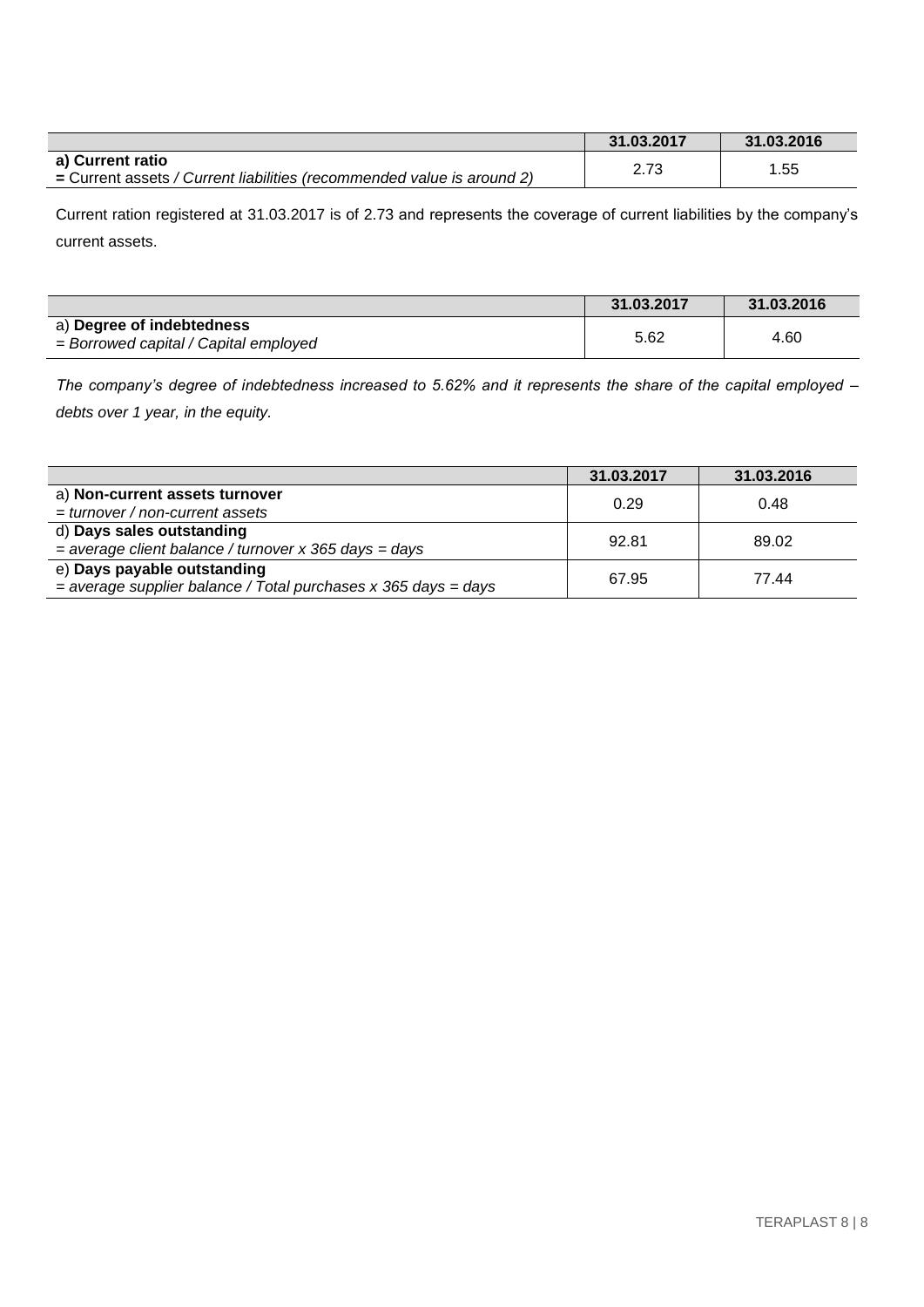| | 31.03.2017 | 31.03.2016 |
|---|---|---|
| **a) Current ratio**<br>**=** Current assets */ Current liabilities (recommended value is around 2)* | 2.73 | 1.55 |

Current ration registered at 31.03.2017 is of 2.73 and represents the coverage of current liabilities by the company's current assets.

| | 31.03.2017 | 31.03.2016 |
|---|---|---|
| a) **Degree of indebtedness**<br>*= Borrowed capital / Capital employed* | 5.62 | 4.60 |

*The company's degree of indebtedness increased to 5.62% and it represents the share of the capital employed – debts over 1 year, in the equity.*

| | 31.03.2017 | 31.03.2016 |
|---|---|---|
| a) **Non-current assets turnover**<br>*= turnover / non-current assets* | 0.29 | 0.48 |
| d) **Days sales outstanding**<br>*= average client balance / turnover x 365 days = days* | 92.81 | 89.02 |
| e) **Days payable outstanding**<br>*= average supplier balance / Total purchases x 365 days = days* | 67.95 | 77.44 |